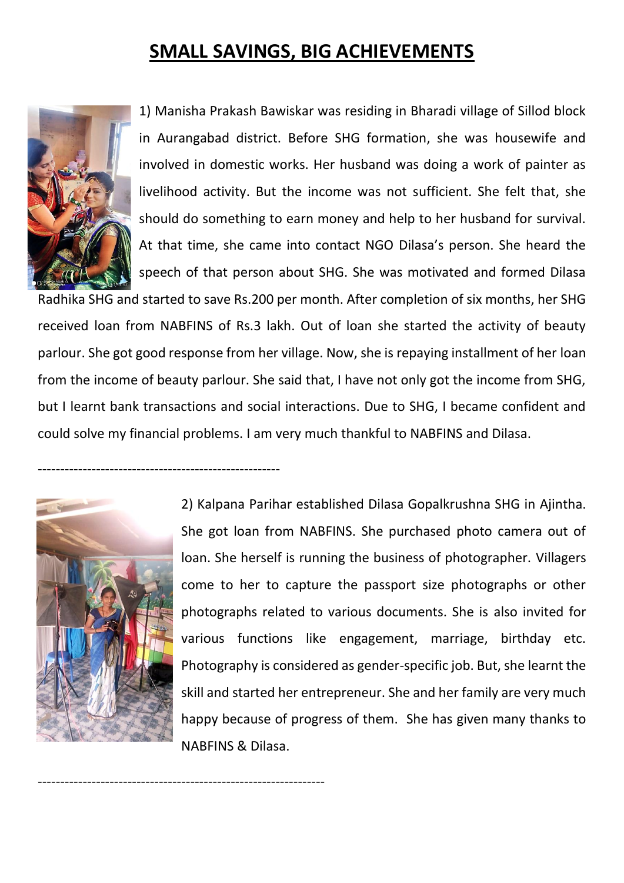# SMALL SAVINGS, BIG ACHIEVEMENTS

1) Manisha Prakash Bawiskar was residing in Bharadi village of Sillod block in Aurangabad district. Before SHG formation, she was housewife and involved in domestic works. Her husband was doing a work of painter as livelihood activity. But the income was not sufficient. She felt that, she should do something to earn money and help to her husband for survival. At that time, she came into contact NGO Dilasa's person. She heard the speech of that person about SHG. She was motivated and formed Dilasa Radhika SHG and started to save Rs.200 per month. After completion of six months, her SHG received loan from NABFINS of Rs.3 lakh. Out of loan she started the activity of beauty parlour. She got good response from her village. Now, she is repaying installment of her loan from the income of beauty parlour. She said that, I have not only got the income from SHG, but I learnt bank transactions and social interactions. Due to SHG, I became confident and could solve my financial problems. I am very much thankful to NABFINS and Dilasa.

-------------------------------------------------------

2) Kalpana Parihar established Dilasa Gopalkrushna SHG in Ajintha. She got loan from NABFINS. She purchased photo camera out of loan. She herself is running the business of photographer. Villagers come to her to capture the passport size photographs or other photographs related to various documents. She is also invited for various functions like engagement, marriage, birthday etc. Photography is considered as gender-specific job. But, she learnt the skill and started her entrepreneur. She and her family are very much happy because of progress of them. She has given many thanks to NABFINS & Dilasa.

-----------------------------------------------------------------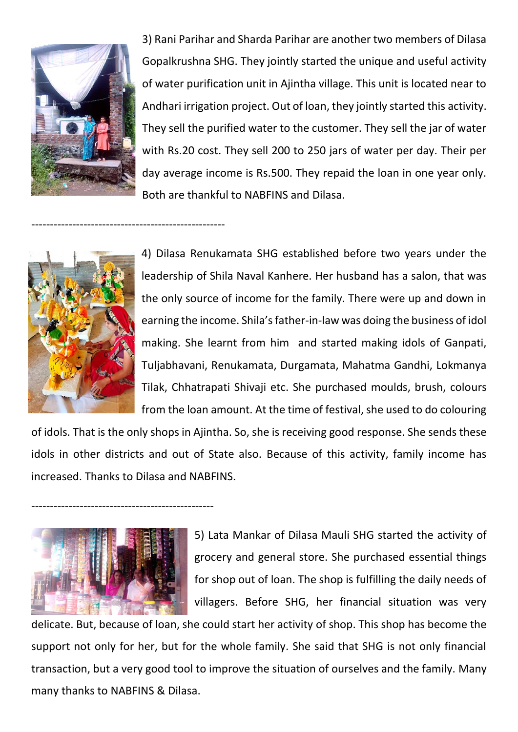3) Rani Parihar and Sharda Parihar are another two members of Dilasa Gopalkrushna SHG. They jointly started the unique and useful activity of water purification unit in Ajintha village. This unit is located near to Andhari irrigation project. Out of loan, they jointly started this activity. They sell the purified water to the customer. They sell the jar of water with Rs.20 cost. They sell 200 to 250 jars of water per day. Their per day average income is Rs.500. They repaid the loan in one year only. Both are thankful to NABFINS and Dilasa.

----------------------------------------------------

4) Dilasa Renukamata SHG established before two years under the leadership of Shila Naval Kanhere. Her husband has a salon, that was the only source of income for the family. There were up and down in earning the income. Shila's father-in-law was doing the business of idol making. She learnt from him and started making idols of Ganpati, Tuljabhavani, Renukamata, Durgamata, Mahatma Gandhi, Lokmanya Tilak, Chhatrapati Shivaji etc. She purchased moulds, brush, colours from the loan amount. At the time of festival, she used to do colouring of idols. That is the only shops in Ajintha. So, she is receiving good response. She sends these idols in other districts and out of State also. Because of this activity, family income has increased. Thanks to Dilasa and NABFINS.

------------------------------------------------

5) Lata Mankar of Dilasa Mauli SHG started the activity of grocery and general store. She purchased essential things for shop out of loan. The shop is fulfilling the daily needs of villagers. Before SHG, her financial situation was very delicate. But, because of loan, she could start her activity of shop. This shop has become the support not only for her, but for the whole family. She said that SHG is not only financial transaction, but a very good tool to improve the situation of ourselves and the family. Many many thanks to NABFINS & Dilasa.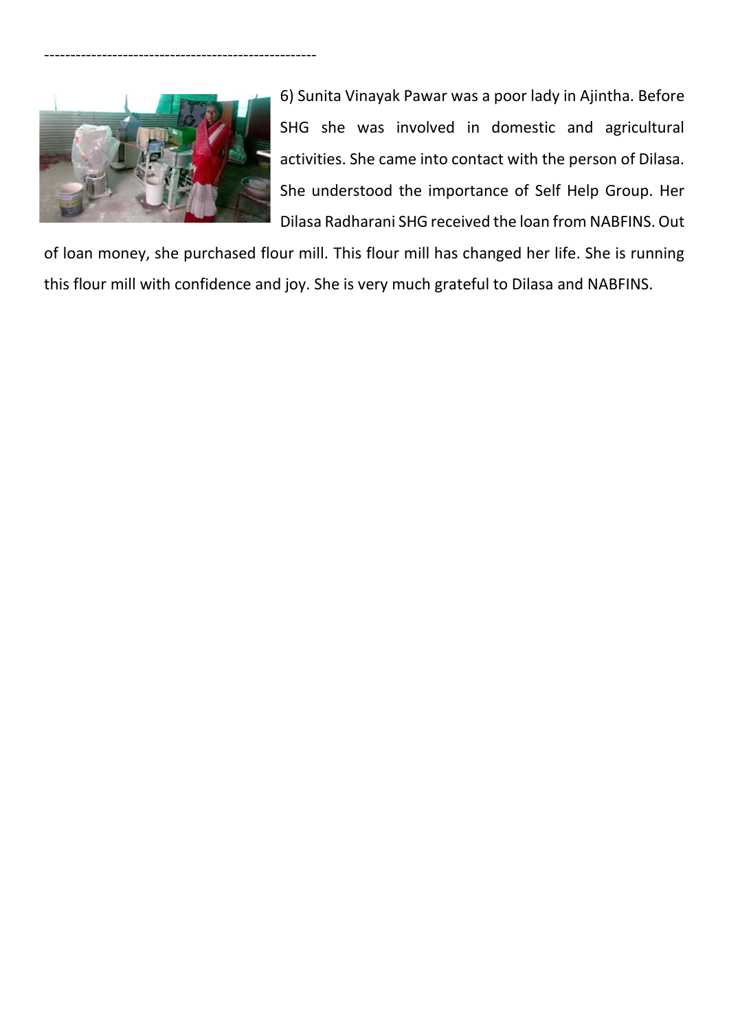6) Sunita Vinayak Pawar was a poor lady in Ajintha. Before SHG she was involved in domestic and agricultural activities. She came into contact with the person of Dilasa. She understood the importance of Self Help Group. Her Dilasa Radharani SHG received the loan from NABFINS. Out of loan money, she purchased flour mill. This flour mill has changed her life. She is running this flour mill with confidence and joy. She is very much grateful to Dilasa and NABFINS.